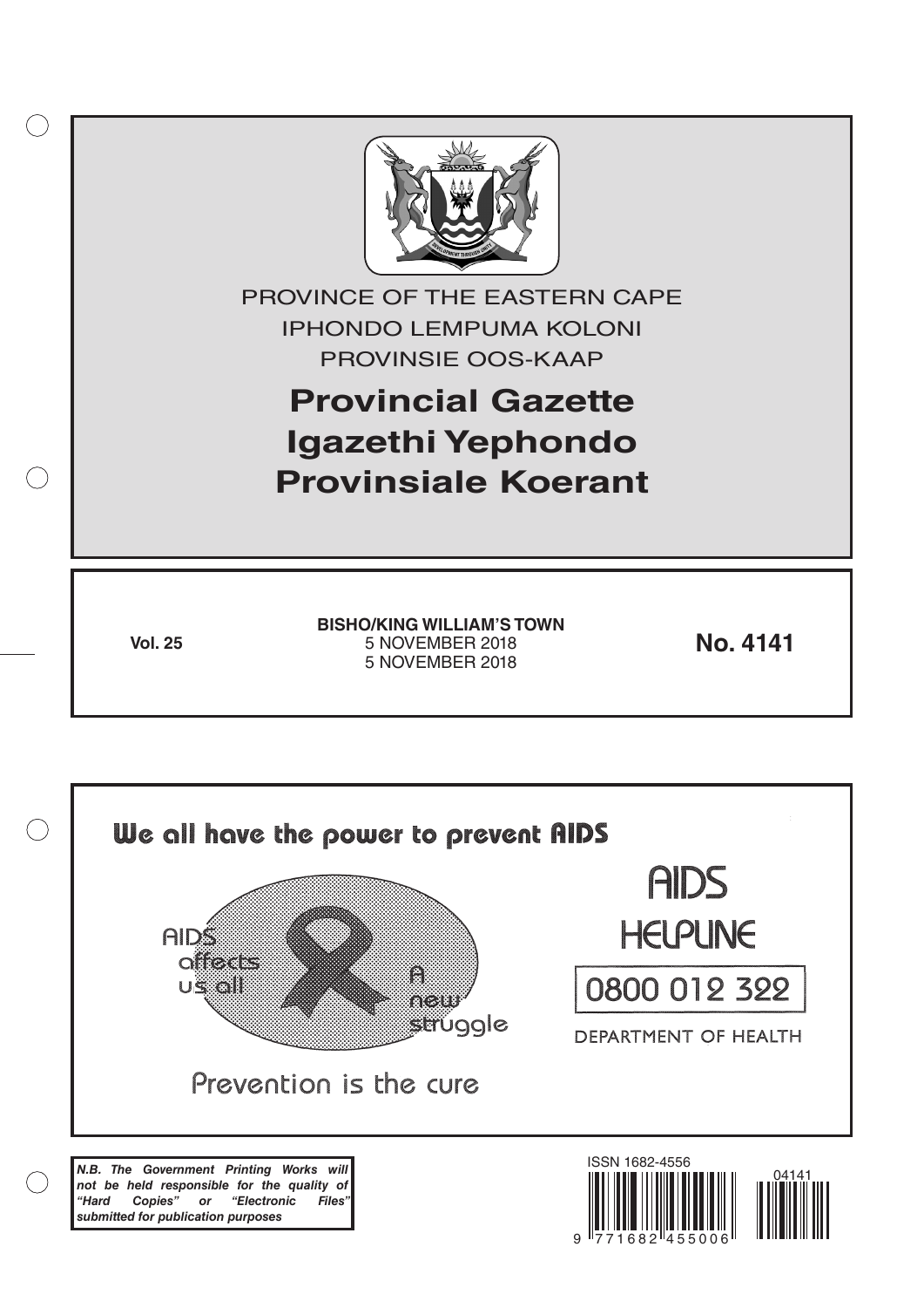PROVINCE OF THE EASTERN CAPE

IPHONDO LEMPUMA KOLONI

PROVINSIE OOS-KAAP

# Provincial Gazette
# Igazethi Yephondo
# Provinsiale Koerant

**Vol. 25**

**BISHO/KING WILLIAM'S TOWN**
5 NOVEMBER 2018
5 NOVEMBER 2018

**No. 4141**

We all have the power to prevent AIDS

AIDS affects us all

A new struggle

Prevention is the cure

AIDS HELPLINE

0800 012 322

DEPARTMENT OF HEALTH

***N.B. The Government Printing Works will not be held responsible for the quality of "Hard Copies" or "Electronic Files" submitted for publication purposes***

ISSN 1682-4556

04141

9 771682 455006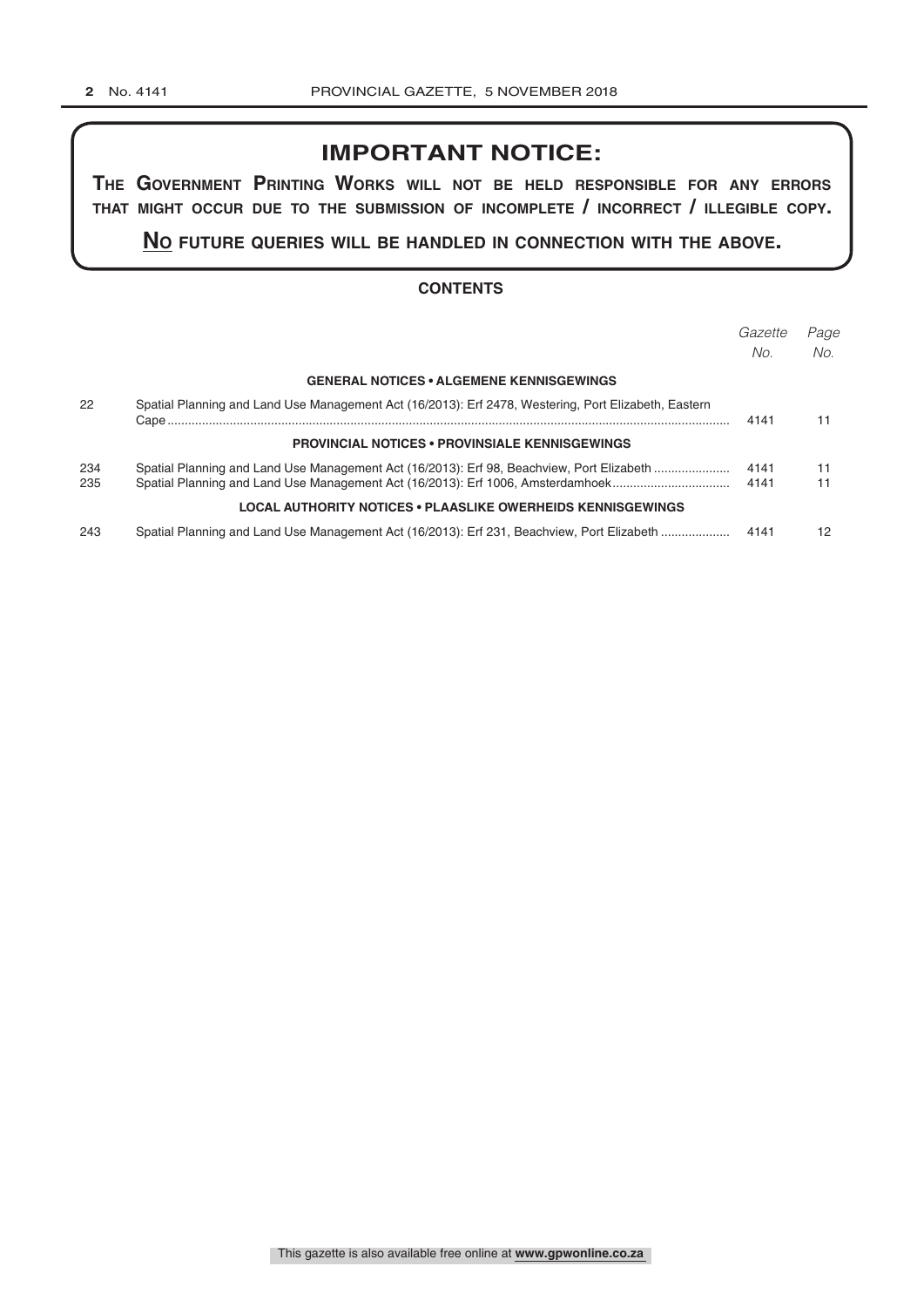# IMPORTANT NOTICE:

**THE GOVERNMENT PRINTING WORKS WILL NOT BE HELD RESPONSIBLE FOR ANY ERRORS THAT MIGHT OCCUR DUE TO THE SUBMISSION OF INCOMPLETE / INCORRECT / ILLEGIBLE COPY.**

**NO FUTURE QUERIES WILL BE HANDLED IN CONNECTION WITH THE ABOVE.**

## CONTENTS

| | | *Gazette No.* | *Page No.* |
|---|---|---|---|
| | **GENERAL NOTICES • ALGEMENE KENNISGEWINGS** | | |
| 22 | Spatial Planning and Land Use Management Act (16/2013): Erf 2478, Westering, Port Elizabeth, Eastern Cape | 4141 | 11 |
| | **PROVINCIAL NOTICES • PROVINSIALE KENNISGEWINGS** | | |
| 234 | Spatial Planning and Land Use Management Act (16/2013): Erf 98, Beachview, Port Elizabeth | 4141 | 11 |
| 235 | Spatial Planning and Land Use Management Act (16/2013): Erf 1006, Amsterdamhoek | 4141 | 11 |
| | **LOCAL AUTHORITY NOTICES • PLAASLIKE OWERHEIDS KENNISGEWINGS** | | |
| 243 | Spatial Planning and Land Use Management Act (16/2013): Erf 231, Beachview, Port Elizabeth | 4141 | 12 |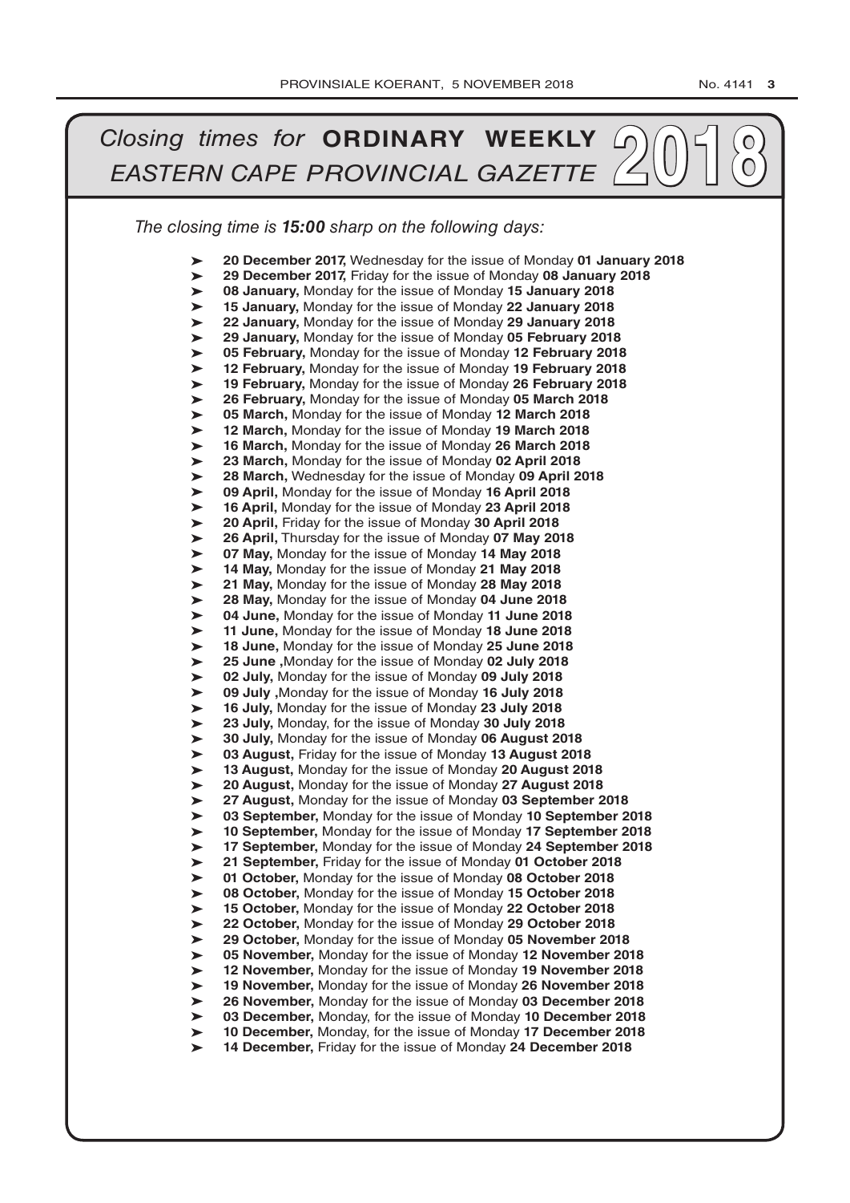# *Closing times for* **ORDINARY WEEKLY** *EASTERN CAPE PROVINCIAL GAZETTE* 2018

*The closing time is **15:00** sharp on the following days:*

- **20 December 2017,** Wednesday for the issue of Monday **01 January 2018**
- **29 December 2017,** Friday for the issue of Monday **08 January 2018**
- **08 January,** Monday for the issue of Monday **15 January 2018**
- **15 January,** Monday for the issue of Monday **22 January 2018**
- **22 January,** Monday for the issue of Monday **29 January 2018**
- **29 January,** Monday for the issue of Monday **05 February 2018**
- **05 February,** Monday for the issue of Monday **12 February 2018**
- **12 February,** Monday for the issue of Monday **19 February 2018**
- **19 February,** Monday for the issue of Monday **26 February 2018**
- **26 February,** Monday for the issue of Monday **05 March 2018**
- **05 March,** Monday for the issue of Monday **12 March 2018**
- **12 March,** Monday for the issue of Monday **19 March 2018**
- **16 March,** Monday for the issue of Monday **26 March 2018**
- **23 March,** Monday for the issue of Monday **02 April 2018**
- **28 March,** Wednesday for the issue of Monday **09 April 2018**
- **09 April,** Monday for the issue of Monday **16 April 2018**
- **16 April,** Monday for the issue of Monday **23 April 2018**
- **20 April,** Friday for the issue of Monday **30 April 2018**
- **26 April,** Thursday for the issue of Monday **07 May 2018**
- **07 May,** Monday for the issue of Monday **14 May 2018**
- **14 May,** Monday for the issue of Monday **21 May 2018**
- **21 May,** Monday for the issue of Monday **28 May 2018**
- **28 May,** Monday for the issue of Monday **04 June 2018**
- **04 June,** Monday for the issue of Monday **11 June 2018**
- **11 June,** Monday for the issue of Monday **18 June 2018**
- **18 June,** Monday for the issue of Monday **25 June 2018**
- **25 June ,**Monday for the issue of Monday **02 July 2018**
- **02 July,** Monday for the issue of Monday **09 July 2018**
- **09 July ,**Monday for the issue of Monday **16 July 2018**
- **16 July,** Monday for the issue of Monday **23 July 2018**
- **23 July,** Monday, for the issue of Monday **30 July 2018**
- **30 July,** Monday for the issue of Monday **06 August 2018**
- **03 August,** Friday for the issue of Monday **13 August 2018**
- **13 August,** Monday for the issue of Monday **20 August 2018**
- **20 August,** Monday for the issue of Monday **27 August 2018**
- **27 August,** Monday for the issue of Monday **03 September 2018**
- **03 September,** Monday for the issue of Monday **10 September 2018**
- **10 September,** Monday for the issue of Monday **17 September 2018**
- **17 September,** Monday for the issue of Monday **24 September 2018**
- **21 September,** Friday for the issue of Monday **01 October 2018**
- **01 October,** Monday for the issue of Monday **08 October 2018**
- **08 October,** Monday for the issue of Monday **15 October 2018**
- **15 October,** Monday for the issue of Monday **22 October 2018**
- **22 October,** Monday for the issue of Monday **29 October 2018**
- **29 October,** Monday for the issue of Monday **05 November 2018**
- **05 November,** Monday for the issue of Monday **12 November 2018**
- **12 November,** Monday for the issue of Monday **19 November 2018**
- **19 November,** Monday for the issue of Monday **26 November 2018**
- **26 November,** Monday for the issue of Monday **03 December 2018**
- **03 December,** Monday, for the issue of Monday **10 December 2018**
- **10 December,** Monday, for the issue of Monday **17 December 2018**
- **14 December,** Friday for the issue of Monday **24 December 2018**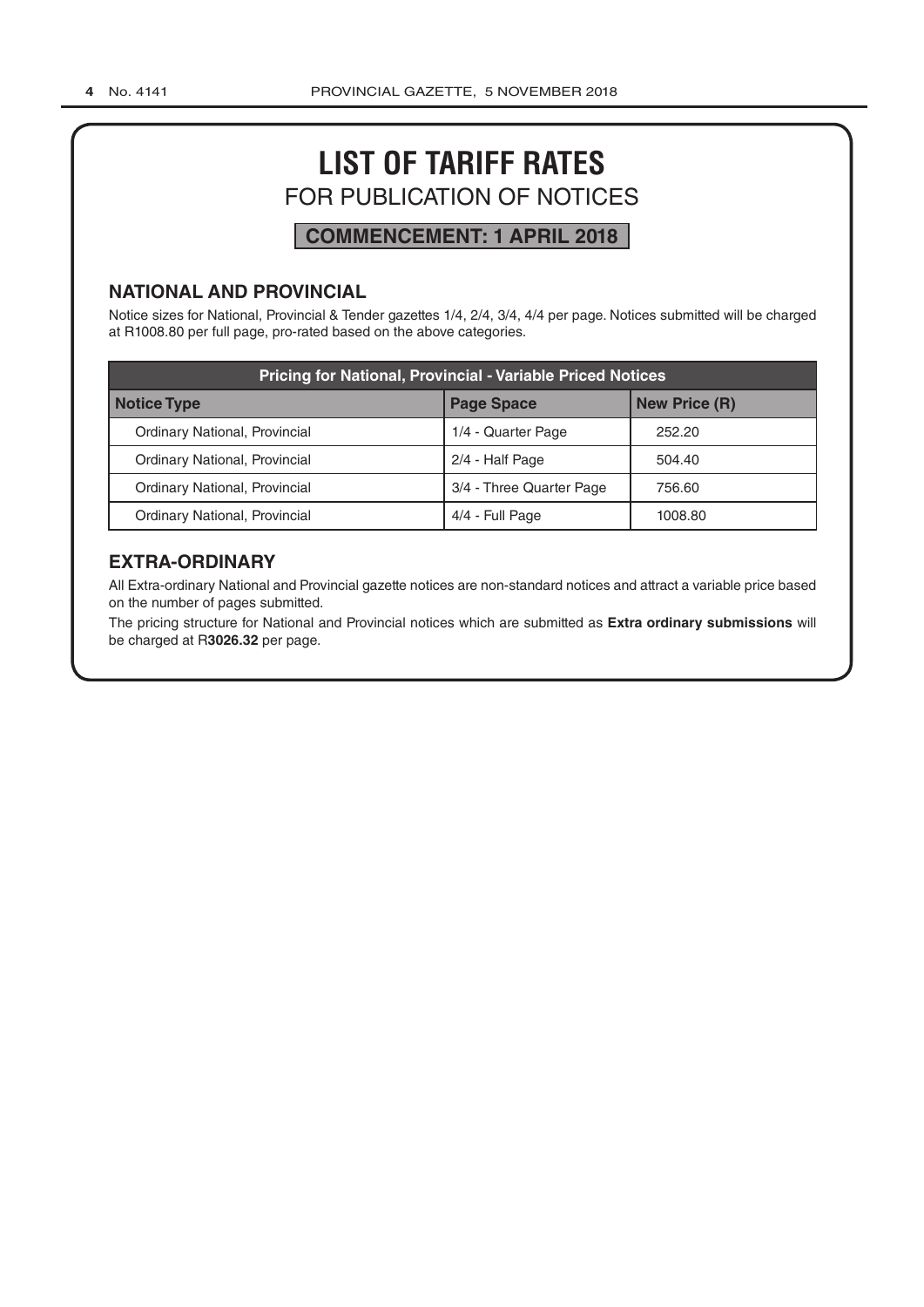# LIST OF TARIFF RATES

## FOR PUBLICATION OF NOTICES

**COMMENCEMENT: 1 APRIL 2018**

### NATIONAL AND PROVINCIAL

Notice sizes for National, Provincial & Tender gazettes 1/4, 2/4, 3/4, 4/4 per page. Notices submitted will be charged at R1008.80 per full page, pro-rated based on the above categories.

| Pricing for National, Provincial - Variable Priced Notices | | |
|---|---|---|
| **Notice Type** | **Page Space** | **New Price (R)** |
| Ordinary National, Provincial | 1/4 - Quarter Page | 252.20 |
| Ordinary National, Provincial | 2/4 - Half Page | 504.40 |
| Ordinary National, Provincial | 3/4 - Three Quarter Page | 756.60 |
| Ordinary National, Provincial | 4/4 - Full Page | 1008.80 |

### EXTRA-ORDINARY

All Extra-ordinary National and Provincial gazette notices are non-standard notices and attract a variable price based on the number of pages submitted.

The pricing structure for National and Provincial notices which are submitted as **Extra ordinary submissions** will be charged at R**3026.32** per page.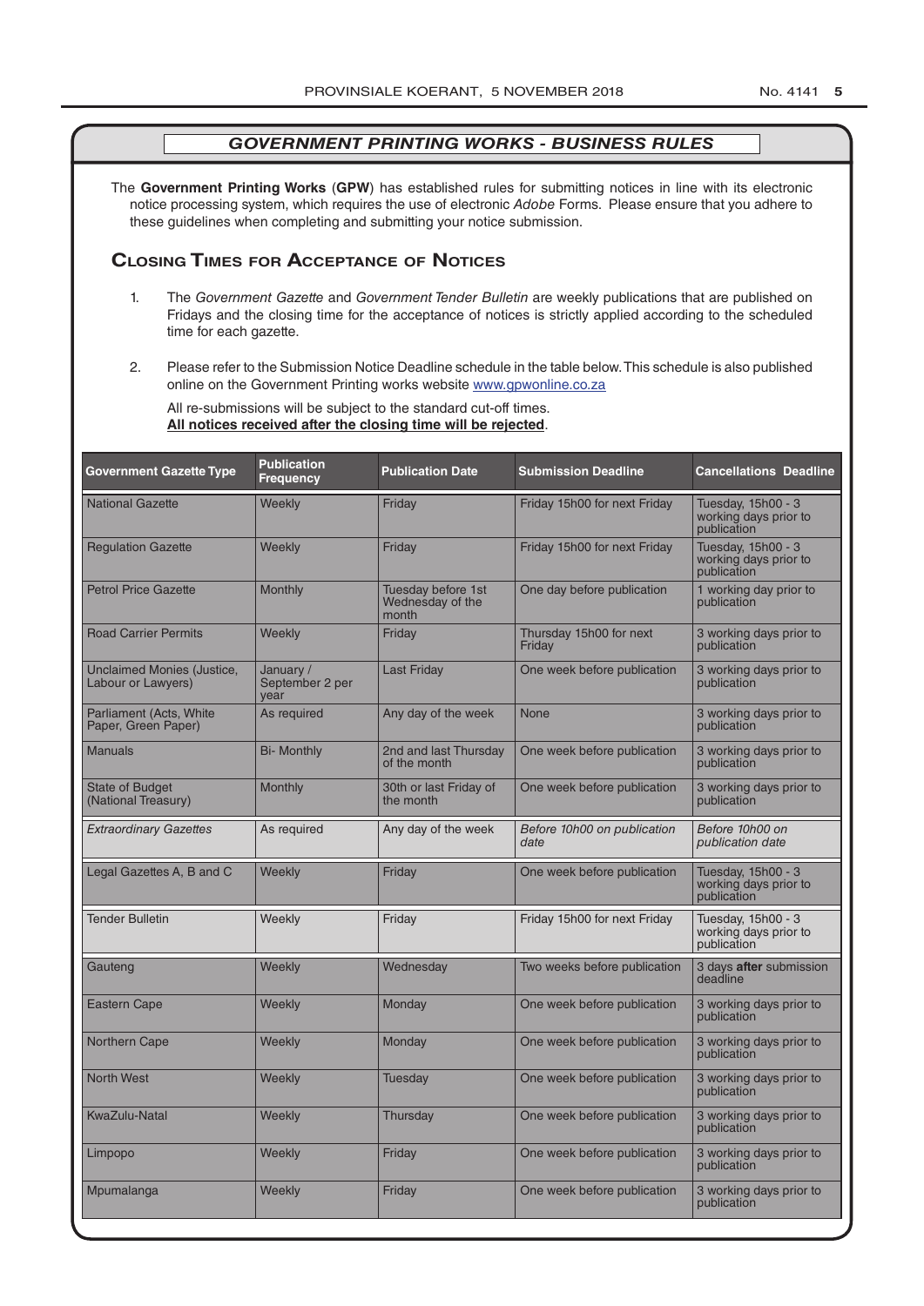## *GOVERNMENT PRINTING WORKS - BUSINESS RULES*

The **Government Printing Works** (**GPW**) has established rules for submitting notices in line with its electronic notice processing system, which requires the use of electronic *Adobe* Forms. Please ensure that you adhere to these guidelines when completing and submitting your notice submission.

## Closing Times for Acceptance of Notices

1. The *Government Gazette* and *Government Tender Bulletin* are weekly publications that are published on Fridays and the closing time for the acceptance of notices is strictly applied according to the scheduled time for each gazette.

2. Please refer to the Submission Notice Deadline schedule in the table below. This schedule is also published online on the Government Printing works website www.gpwonline.co.za

   All re-submissions will be subject to the standard cut-off times.
   **All notices received after the closing time will be rejected**.

| Government Gazette Type | Publication Frequency | Publication Date | Submission Deadline | Cancellations Deadline |
|---|---|---|---|---|
| National Gazette | Weekly | Friday | Friday 15h00 for next Friday | Tuesday, 15h00 - 3 working days prior to publication |
| Regulation Gazette | Weekly | Friday | Friday 15h00 for next Friday | Tuesday, 15h00 - 3 working days prior to publication |
| Petrol Price Gazette | Monthly | Tuesday before 1st Wednesday of the month | One day before publication | 1 working day prior to publication |
| Road Carrier Permits | Weekly | Friday | Thursday 15h00 for next Friday | 3 working days prior to publication |
| Unclaimed Monies (Justice, Labour or Lawyers) | January / September 2 per year | Last Friday | One week before publication | 3 working days prior to publication |
| Parliament (Acts, White Paper, Green Paper) | As required | Any day of the week | None | 3 working days prior to publication |
| Manuals | Bi- Monthly | 2nd and last Thursday of the month | One week before publication | 3 working days prior to publication |
| State of Budget (National Treasury) | Monthly | 30th or last Friday of the month | One week before publication | 3 working days prior to publication |
| *Extraordinary Gazettes* | As required | Any day of the week | *Before 10h00 on publication date* | *Before 10h00 on publication date* |
| Legal Gazettes A, B and C | Weekly | Friday | One week before publication | Tuesday, 15h00 - 3 working days prior to publication |
| Tender Bulletin | Weekly | Friday | Friday 15h00 for next Friday | Tuesday, 15h00 - 3 working days prior to publication |
| Gauteng | Weekly | Wednesday | Two weeks before publication | 3 days **after** submission deadline |
| Eastern Cape | Weekly | Monday | One week before publication | 3 working days prior to publication |
| Northern Cape | Weekly | Monday | One week before publication | 3 working days prior to publication |
| North West | Weekly | Tuesday | One week before publication | 3 working days prior to publication |
| KwaZulu-Natal | Weekly | Thursday | One week before publication | 3 working days prior to publication |
| Limpopo | Weekly | Friday | One week before publication | 3 working days prior to publication |
| Mpumalanga | Weekly | Friday | One week before publication | 3 working days prior to publication |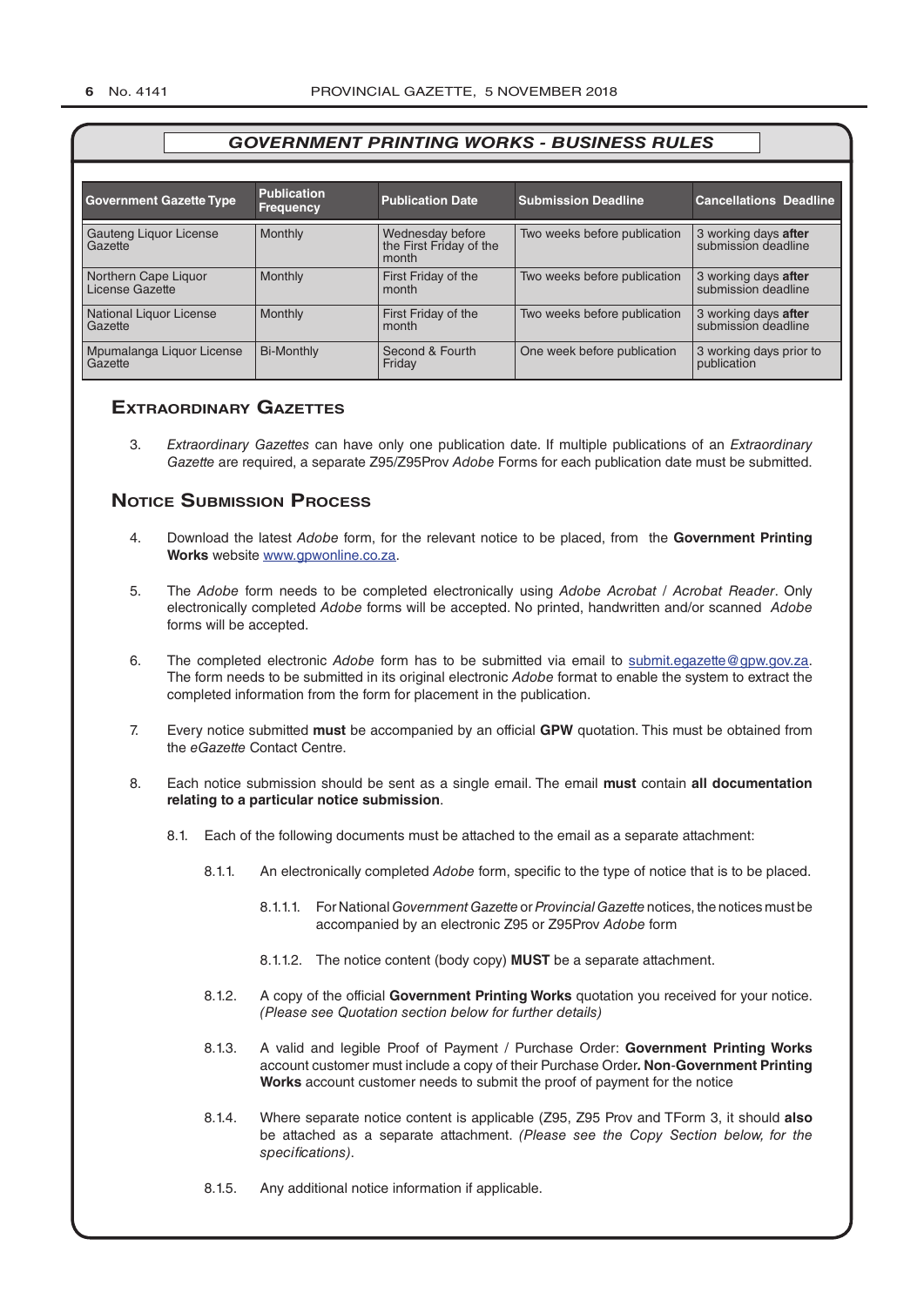## *GOVERNMENT PRINTING WORKS - BUSINESS RULES*

| Government Gazette Type | Publication Frequency | Publication Date | Submission Deadline | Cancellations Deadline |
|---|---|---|---|---|
| Gauteng Liquor License Gazette | Monthly | Wednesday before the First Friday of the month | Two weeks before publication | 3 working days **after** submission deadline |
| Northern Cape Liquor License Gazette | Monthly | First Friday of the month | Two weeks before publication | 3 working days **after** submission deadline |
| National Liquor License Gazette | Monthly | First Friday of the month | Two weeks before publication | 3 working days **after** submission deadline |
| Mpumalanga Liquor License Gazette | Bi-Monthly | Second & Fourth Friday | One week before publication | 3 working days prior to publication |

## Extraordinary Gazettes

3. *Extraordinary Gazettes* can have only one publication date. If multiple publications of an *Extraordinary Gazette* are required, a separate Z95/Z95Prov *Adobe* Forms for each publication date must be submitted.

## Notice Submission Process

4. Download the latest *Adobe* form, for the relevant notice to be placed, from the **Government Printing Works** website www.gpwonline.co.za.

5. The *Adobe* form needs to be completed electronically using *Adobe Acrobat* / *Acrobat Reader*. Only electronically completed *Adobe* forms will be accepted. No printed, handwritten and/or scanned *Adobe* forms will be accepted.

6. The completed electronic *Adobe* form has to be submitted via email to submit.egazette@gpw.gov.za. The form needs to be submitted in its original electronic *Adobe* format to enable the system to extract the completed information from the form for placement in the publication.

7. Every notice submitted **must** be accompanied by an official **GPW** quotation. This must be obtained from the *eGazette* Contact Centre.

8. Each notice submission should be sent as a single email. The email **must** contain **all documentation relating to a particular notice submission**.

   8.1. Each of the following documents must be attached to the email as a separate attachment:

   8.1.1. An electronically completed *Adobe* form, specific to the type of notice that is to be placed.

   8.1.1.1. For National *Government Gazette* or *Provincial Gazette* notices, the notices must be accompanied by an electronic Z95 or Z95Prov *Adobe* form

   8.1.1.2. The notice content (body copy) **MUST** be a separate attachment.

   8.1.2. A copy of the official **Government Printing Works** quotation you received for your notice. *(Please see Quotation section below for further details)*

   8.1.3. A valid and legible Proof of Payment / Purchase Order: **Government Printing Works** account customer must include a copy of their Purchase Order**. Non**-**Government Printing Works** account customer needs to submit the proof of payment for the notice

   8.1.4. Where separate notice content is applicable (Z95, Z95 Prov and TForm 3, it should **also** be attached as a separate attachment. *(Please see the Copy Section below, for the specifications)*.

   8.1.5. Any additional notice information if applicable.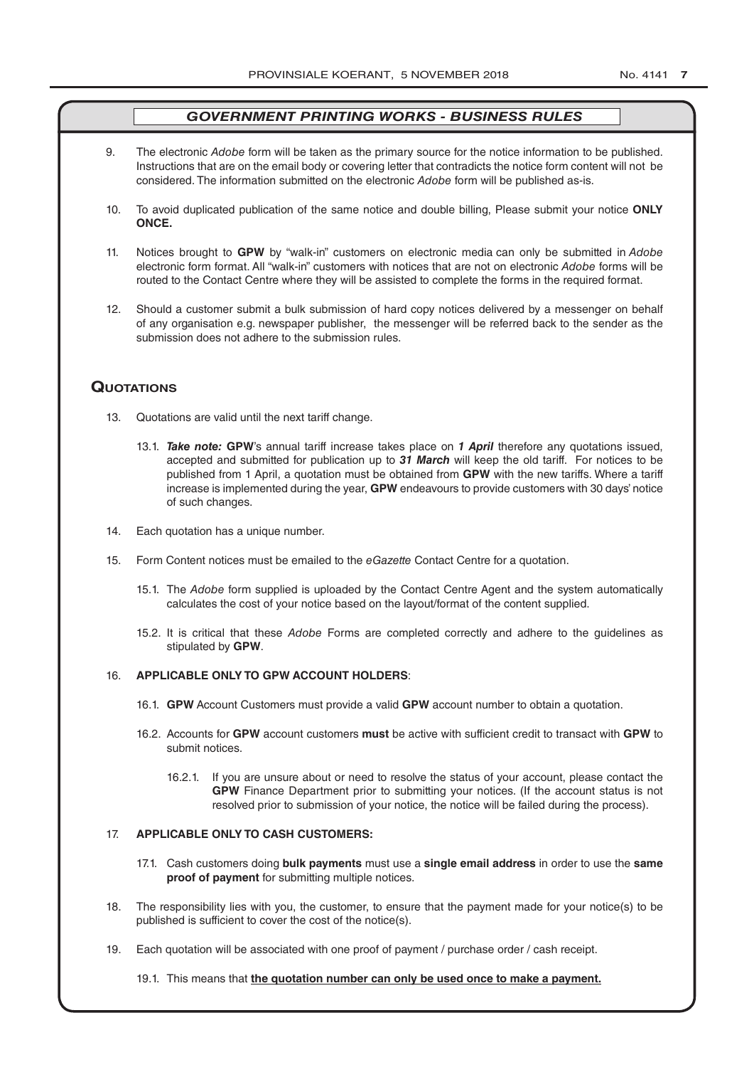## *GOVERNMENT PRINTING WORKS - BUSINESS RULES*

9. The electronic *Adobe* form will be taken as the primary source for the notice information to be published. Instructions that are on the email body or covering letter that contradicts the notice form content will not be considered. The information submitted on the electronic *Adobe* form will be published as-is.

10. To avoid duplicated publication of the same notice and double billing, Please submit your notice **ONLY ONCE.**

11. Notices brought to **GPW** by "walk-in" customers on electronic media can only be submitted in *Adobe* electronic form format. All "walk-in" customers with notices that are not on electronic *Adobe* forms will be routed to the Contact Centre where they will be assisted to complete the forms in the required format.

12. Should a customer submit a bulk submission of hard copy notices delivered by a messenger on behalf of any organisation e.g. newspaper publisher, the messenger will be referred back to the sender as the submission does not adhere to the submission rules.

## Quotations

13. Quotations are valid until the next tariff change.

    13.1. ***Take note:*** **GPW**'s annual tariff increase takes place on ***1 April*** therefore any quotations issued, accepted and submitted for publication up to ***31 March*** will keep the old tariff. For notices to be published from 1 April, a quotation must be obtained from **GPW** with the new tariffs. Where a tariff increase is implemented during the year, **GPW** endeavours to provide customers with 30 days' notice of such changes.

14. Each quotation has a unique number.

15. Form Content notices must be emailed to the *eGazette* Contact Centre for a quotation.

    15.1. The *Adobe* form supplied is uploaded by the Contact Centre Agent and the system automatically calculates the cost of your notice based on the layout/format of the content supplied.

    15.2. It is critical that these *Adobe* Forms are completed correctly and adhere to the guidelines as stipulated by **GPW**.

16. **APPLICABLE ONLY TO GPW ACCOUNT HOLDERS**:

    16.1. **GPW** Account Customers must provide a valid **GPW** account number to obtain a quotation.

    16.2. Accounts for **GPW** account customers **must** be active with sufficient credit to transact with **GPW** to submit notices.

    16.2.1. If you are unsure about or need to resolve the status of your account, please contact the **GPW** Finance Department prior to submitting your notices. (If the account status is not resolved prior to submission of your notice, the notice will be failed during the process).

17. **APPLICABLE ONLY TO CASH CUSTOMERS:**

    17.1. Cash customers doing **bulk payments** must use a **single email address** in order to use the **same proof of payment** for submitting multiple notices.

18. The responsibility lies with you, the customer, to ensure that the payment made for your notice(s) to be published is sufficient to cover the cost of the notice(s).

19. Each quotation will be associated with one proof of payment / purchase order / cash receipt.

    19.1. This means that **the quotation number can only be used once to make a payment.**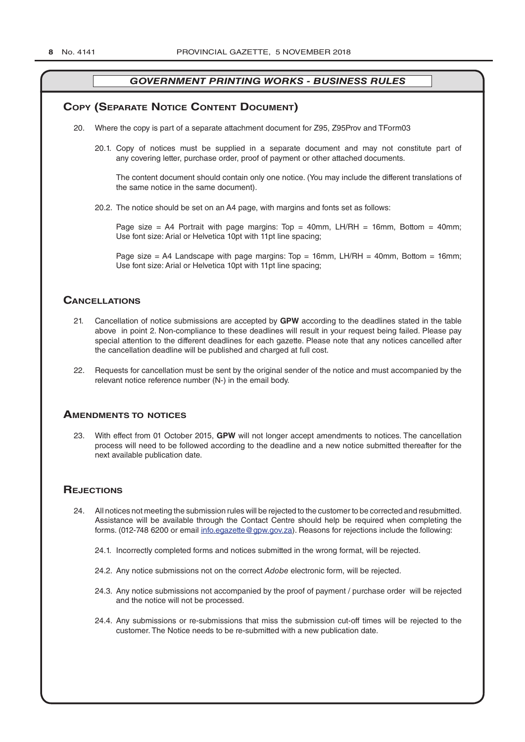## GOVERNMENT PRINTING WORKS - BUSINESS RULES

### Copy (Separate Notice Content Document)

20. Where the copy is part of a separate attachment document for Z95, Z95Prov and TForm03

    20.1. Copy of notices must be supplied in a separate document and may not constitute part of any covering letter, purchase order, proof of payment or other attached documents.

    The content document should contain only one notice. (You may include the different translations of the same notice in the same document).

    20.2. The notice should be set on an A4 page, with margins and fonts set as follows:

    Page size = A4 Portrait with page margins: Top = 40mm, LH/RH = 16mm, Bottom = 40mm; Use font size: Arial or Helvetica 10pt with 11pt line spacing;

    Page size = A4 Landscape with page margins: Top = 16mm, LH/RH = 40mm, Bottom = 16mm; Use font size: Arial or Helvetica 10pt with 11pt line spacing;

### Cancellations

21. Cancellation of notice submissions are accepted by **GPW** according to the deadlines stated in the table above in point 2. Non-compliance to these deadlines will result in your request being failed. Please pay special attention to the different deadlines for each gazette. Please note that any notices cancelled after the cancellation deadline will be published and charged at full cost.

22. Requests for cancellation must be sent by the original sender of the notice and must accompanied by the relevant notice reference number (N-) in the email body.

### Amendments to notices

23. With effect from 01 October 2015, **GPW** will not longer accept amendments to notices. The cancellation process will need to be followed according to the deadline and a new notice submitted thereafter for the next available publication date.

### Rejections

24. All notices not meeting the submission rules will be rejected to the customer to be corrected and resubmitted. Assistance will be available through the Contact Centre should help be required when completing the forms. (012-748 6200 or email info.egazette@gpw.gov.za). Reasons for rejections include the following:

    24.1. Incorrectly completed forms and notices submitted in the wrong format, will be rejected.

    24.2. Any notice submissions not on the correct *Adobe* electronic form, will be rejected.

    24.3. Any notice submissions not accompanied by the proof of payment / purchase order will be rejected and the notice will not be processed.

    24.4. Any submissions or re-submissions that miss the submission cut-off times will be rejected to the customer. The Notice needs to be re-submitted with a new publication date.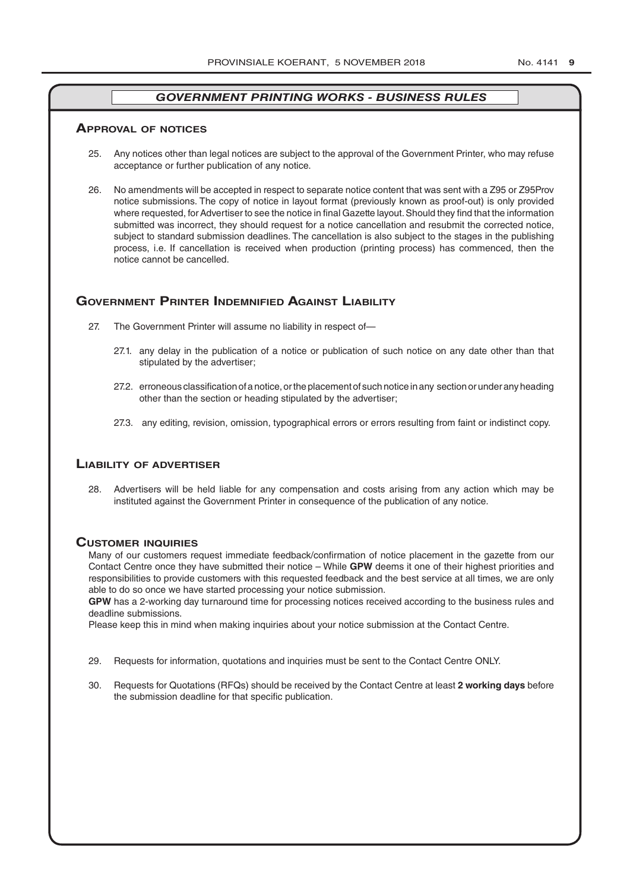## *GOVERNMENT PRINTING WORKS - BUSINESS RULES*

### Approval of notices

25. Any notices other than legal notices are subject to the approval of the Government Printer, who may refuse acceptance or further publication of any notice.

26. No amendments will be accepted in respect to separate notice content that was sent with a Z95 or Z95Prov notice submissions. The copy of notice in layout format (previously known as proof-out) is only provided where requested, for Advertiser to see the notice in final Gazette layout. Should they find that the information submitted was incorrect, they should request for a notice cancellation and resubmit the corrected notice, subject to standard submission deadlines. The cancellation is also subject to the stages in the publishing process, i.e. If cancellation is received when production (printing process) has commenced, then the notice cannot be cancelled.

### Government Printer Indemnified Against Liability

27. The Government Printer will assume no liability in respect of—

    27.1. any delay in the publication of a notice or publication of such notice on any date other than that stipulated by the advertiser;

    27.2. erroneous classification of a notice, or the placement of such notice in any section or under any heading other than the section or heading stipulated by the advertiser;

    27.3. any editing, revision, omission, typographical errors or errors resulting from faint or indistinct copy.

### Liability of advertiser

28. Advertisers will be held liable for any compensation and costs arising from any action which may be instituted against the Government Printer in consequence of the publication of any notice.

### Customer inquiries

Many of our customers request immediate feedback/confirmation of notice placement in the gazette from our Contact Centre once they have submitted their notice – While **GPW** deems it one of their highest priorities and responsibilities to provide customers with this requested feedback and the best service at all times, we are only able to do so once we have started processing your notice submission.

**GPW** has a 2-working day turnaround time for processing notices received according to the business rules and deadline submissions.

Please keep this in mind when making inquiries about your notice submission at the Contact Centre.

29. Requests for information, quotations and inquiries must be sent to the Contact Centre ONLY.

30. Requests for Quotations (RFQs) should be received by the Contact Centre at least **2 working days** before the submission deadline for that specific publication.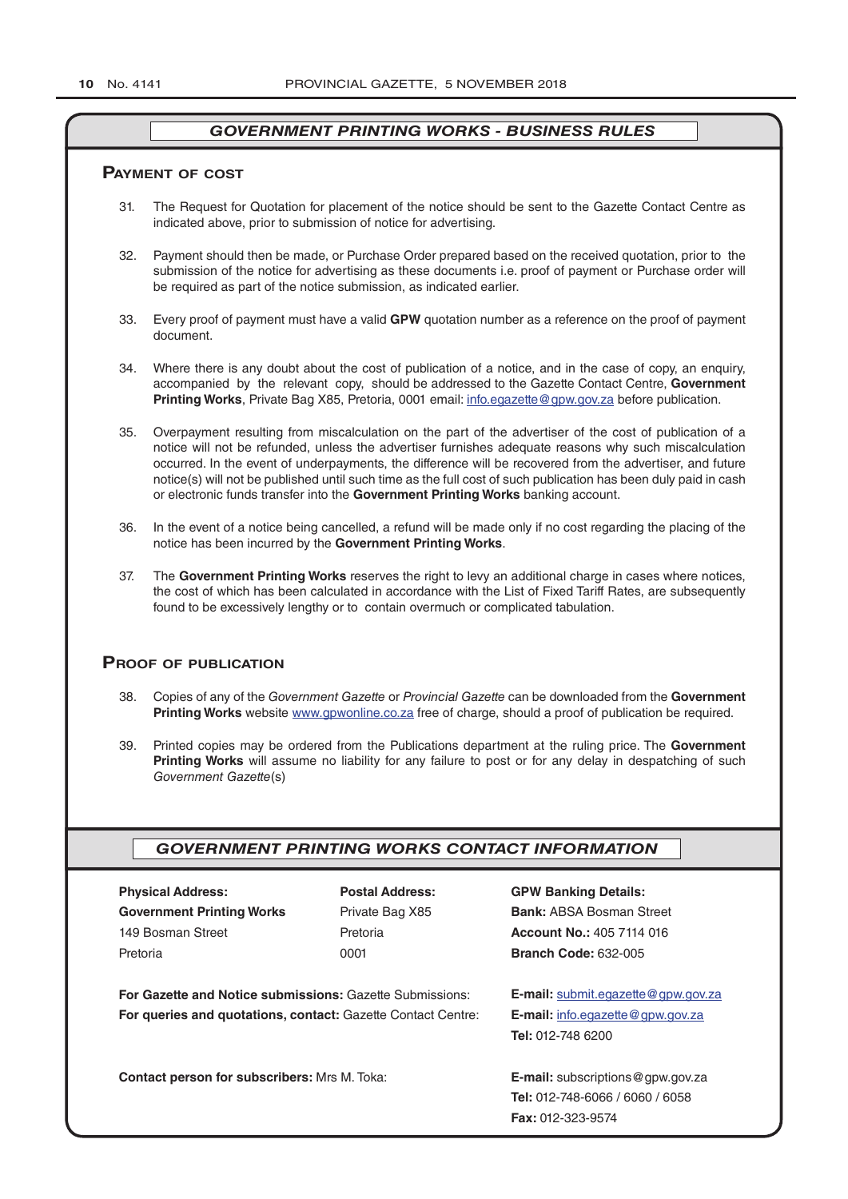## *GOVERNMENT PRINTING WORKS - BUSINESS RULES*

### Payment of cost

31. The Request for Quotation for placement of the notice should be sent to the Gazette Contact Centre as indicated above, prior to submission of notice for advertising.

32. Payment should then be made, or Purchase Order prepared based on the received quotation, prior to the submission of the notice for advertising as these documents i.e. proof of payment or Purchase order will be required as part of the notice submission, as indicated earlier.

33. Every proof of payment must have a valid **GPW** quotation number as a reference on the proof of payment document.

34. Where there is any doubt about the cost of publication of a notice, and in the case of copy, an enquiry, accompanied by the relevant copy, should be addressed to the Gazette Contact Centre, **Government Printing Works**, Private Bag X85, Pretoria, 0001 email: info.egazette@gpw.gov.za before publication.

35. Overpayment resulting from miscalculation on the part of the advertiser of the cost of publication of a notice will not be refunded, unless the advertiser furnishes adequate reasons why such miscalculation occurred. In the event of underpayments, the difference will be recovered from the advertiser, and future notice(s) will not be published until such time as the full cost of such publication has been duly paid in cash or electronic funds transfer into the **Government Printing Works** banking account.

36. In the event of a notice being cancelled, a refund will be made only if no cost regarding the placing of the notice has been incurred by the **Government Printing Works**.

37. The **Government Printing Works** reserves the right to levy an additional charge in cases where notices, the cost of which has been calculated in accordance with the List of Fixed Tariff Rates, are subsequently found to be excessively lengthy or to contain overmuch or complicated tabulation.

### Proof of publication

38. Copies of any of the *Government Gazette* or *Provincial Gazette* can be downloaded from the **Government Printing Works** website www.gpwonline.co.za free of charge, should a proof of publication be required.

39. Printed copies may be ordered from the Publications department at the ruling price. The **Government Printing Works** will assume no liability for any failure to post or for any delay in despatching of such *Government Gazette*(s)

## *GOVERNMENT PRINTING WORKS CONTACT INFORMATION*

| **Physical Address:** | **Postal Address:** | **GPW Banking Details:** |
|---|---|---|
| **Government Printing Works** | Private Bag X85 | **Bank:** ABSA Bosman Street |
| 149 Bosman Street | Pretoria | **Account No.:** 405 7114 016 |
| Pretoria | 0001 | **Branch Code:** 632-005 |

**For Gazette and Notice submissions:** Gazette Submissions: **E-mail:** submit.egazette@gpw.gov.za

**For queries and quotations, contact:** Gazette Contact Centre: **E-mail:** info.egazette@gpw.gov.za
**Tel:** 012-748 6200

**Contact person for subscribers:** Mrs M. Toka: **E-mail:** subscriptions@gpw.gov.za
**Tel:** 012-748-6066 / 6060 / 6058
**Fax:** 012-323-9574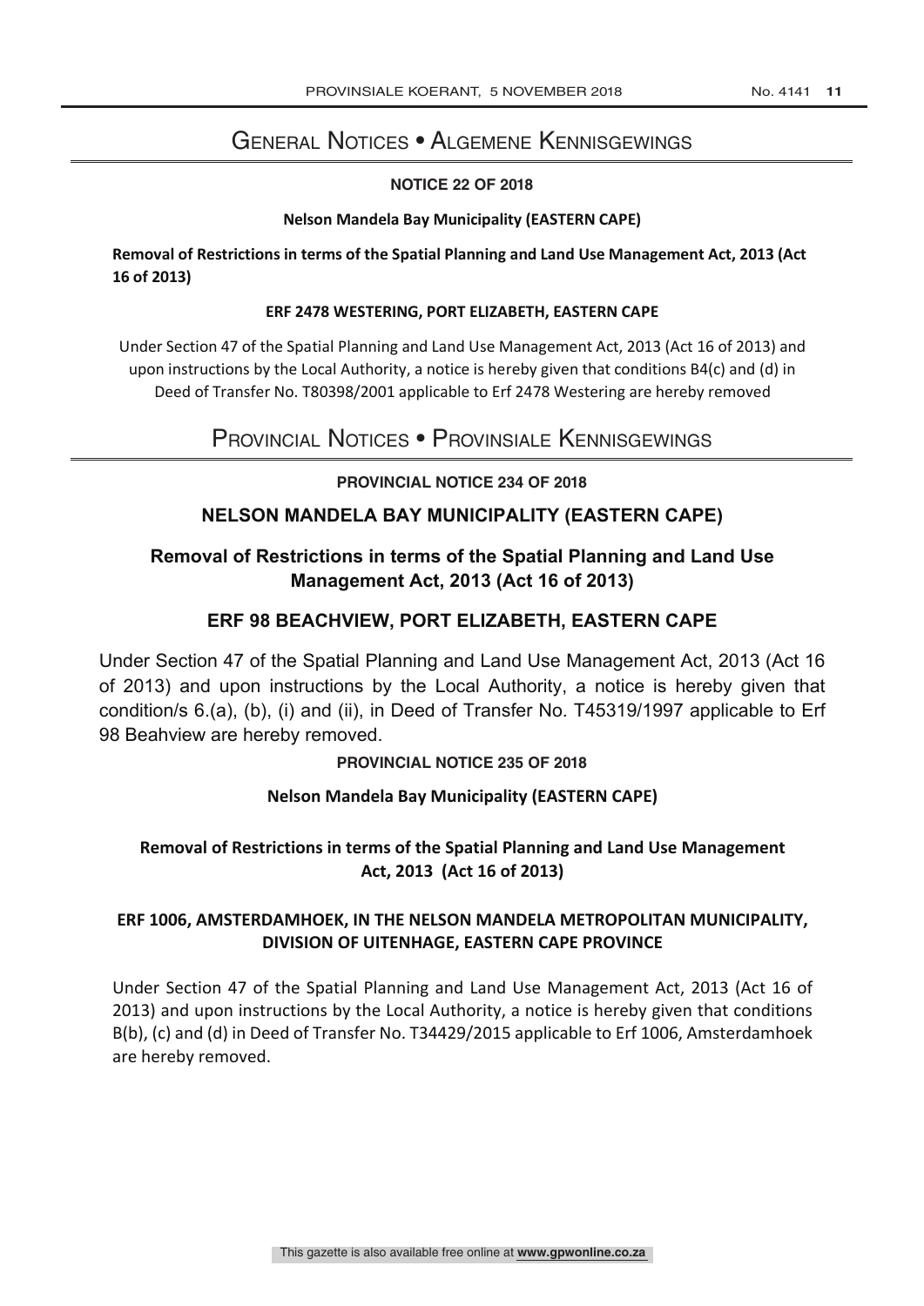# General Notices • Algemene Kennisgewings

### NOTICE 22 OF 2018

**Nelson Mandela Bay Municipality (EASTERN CAPE)**

**Removal of Restrictions in terms of the Spatial Planning and Land Use Management Act, 2013 (Act 16 of 2013)**

**ERF 2478 WESTERING, PORT ELIZABETH, EASTERN CAPE**

Under Section 47 of the Spatial Planning and Land Use Management Act, 2013 (Act 16 of 2013) and upon instructions by the Local Authority, a notice is hereby given that conditions B4(c) and (d) in Deed of Transfer No. T80398/2001 applicable to Erf 2478 Westering are hereby removed

# Provincial Notices • Provinsiale Kennisgewings

### PROVINCIAL NOTICE 234 OF 2018

## NELSON MANDELA BAY MUNICIPALITY (EASTERN CAPE)

## Removal of Restrictions in terms of the Spatial Planning and Land Use Management Act, 2013 (Act 16 of 2013)

## ERF 98 BEACHVIEW, PORT ELIZABETH, EASTERN CAPE

Under Section 47 of the Spatial Planning and Land Use Management Act, 2013 (Act 16 of 2013) and upon instructions by the Local Authority, a notice is hereby given that condition/s 6.(a), (b), (i) and (ii), in Deed of Transfer No. T45319/1997 applicable to Erf 98 Beahview are hereby removed.

### PROVINCIAL NOTICE 235 OF 2018

**Nelson Mandela Bay Municipality (EASTERN CAPE)**

**Removal of Restrictions in terms of the Spatial Planning and Land Use Management Act, 2013 (Act 16 of 2013)**

**ERF 1006, AMSTERDAMHOEK, IN THE NELSON MANDELA METROPOLITAN MUNICIPALITY, DIVISION OF UITENHAGE, EASTERN CAPE PROVINCE**

Under Section 47 of the Spatial Planning and Land Use Management Act, 2013 (Act 16 of 2013) and upon instructions by the Local Authority, a notice is hereby given that conditions B(b), (c) and (d) in Deed of Transfer No. T34429/2015 applicable to Erf 1006, Amsterdamhoek are hereby removed.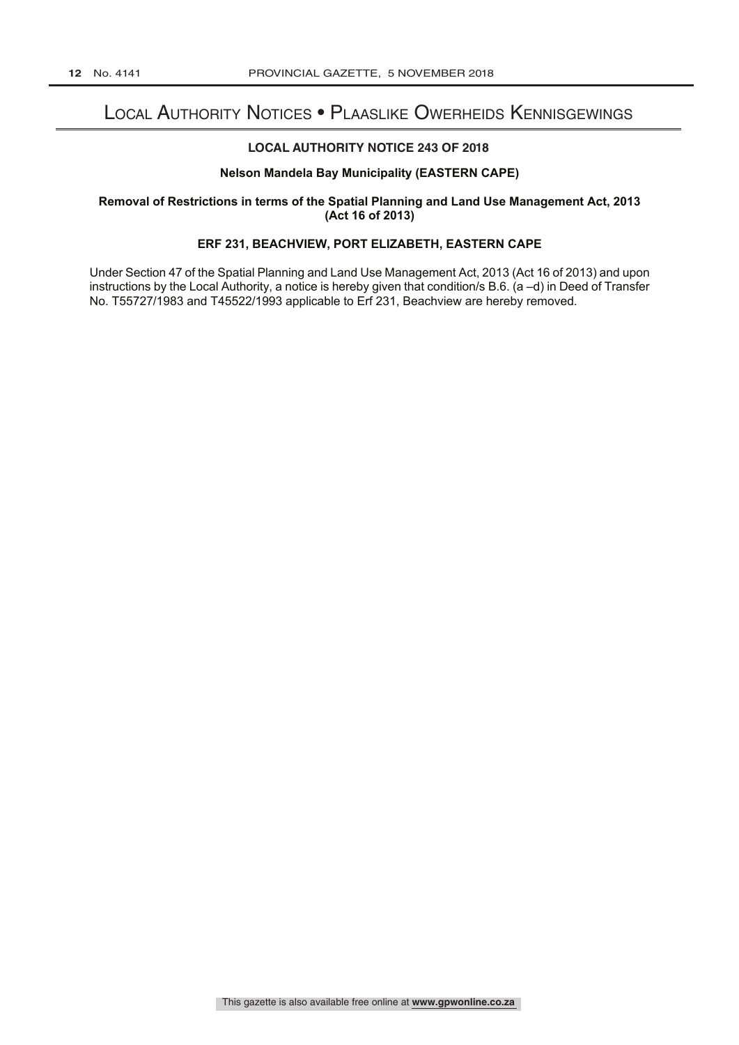# Local Authority Notices • Plaaslike Owerheids Kennisgewings

### LOCAL AUTHORITY NOTICE 243 OF 2018

**Nelson Mandela Bay Municipality (EASTERN CAPE)**

**Removal of Restrictions in terms of the Spatial Planning and Land Use Management Act, 2013 (Act 16 of 2013)**

**ERF 231, BEACHVIEW, PORT ELIZABETH, EASTERN CAPE**

Under Section 47 of the Spatial Planning and Land Use Management Act, 2013 (Act 16 of 2013) and upon instructions by the Local Authority, a notice is hereby given that condition/s B.6. (a –d) in Deed of Transfer No. T55727/1983 and T45522/1993 applicable to Erf 231, Beachview are hereby removed.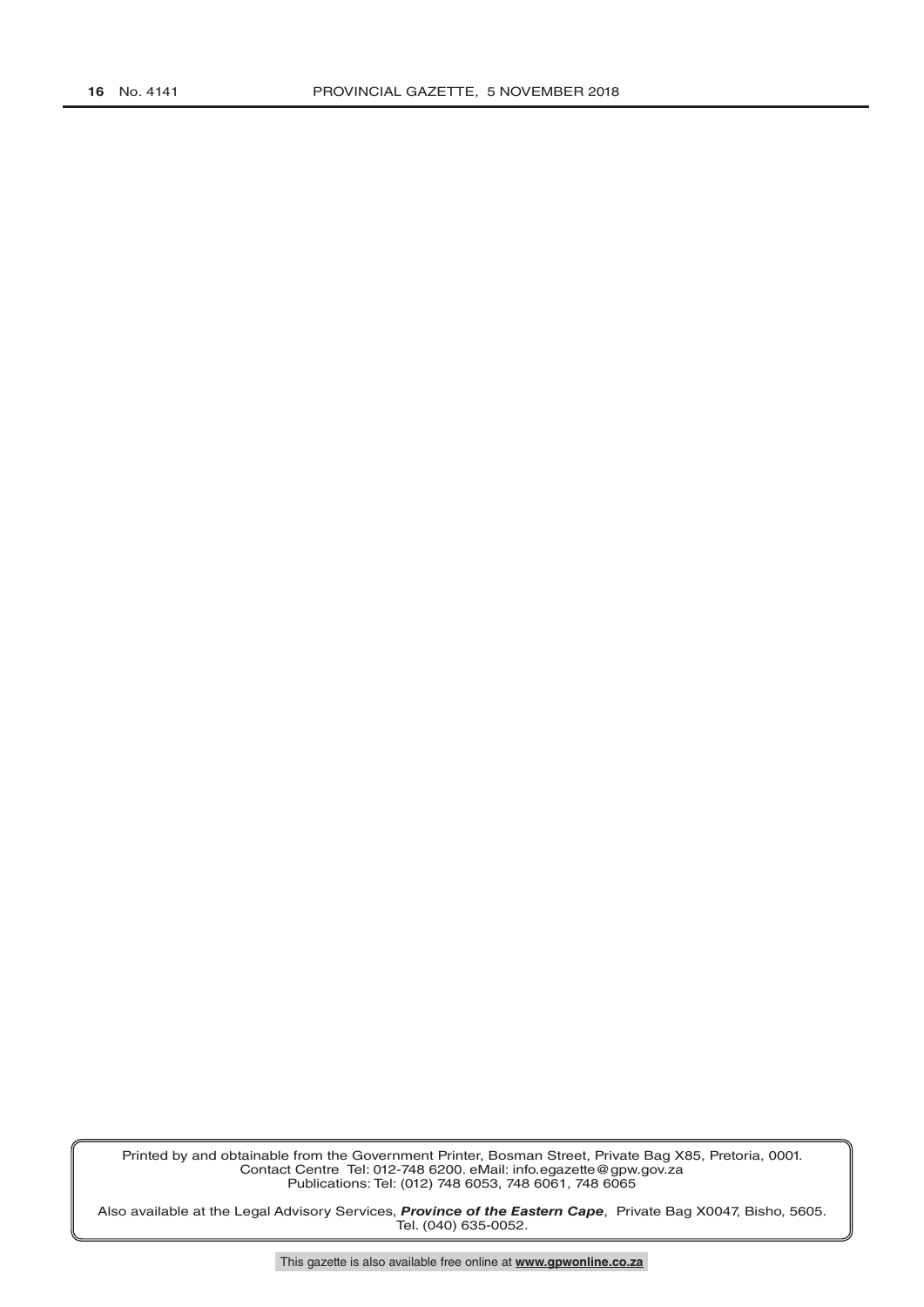Printed by and obtainable from the Government Printer, Bosman Street, Private Bag X85, Pretoria, 0001.
Contact Centre Tel: 012-748 6200. eMail: info.egazette@gpw.gov.za
Publications: Tel: (012) 748 6053, 748 6061, 748 6065

Also available at the Legal Advisory Services, ***Province of the Eastern Cape***, Private Bag X0047, Bisho, 5605.
Tel. (040) 635-0052.

This gazette is also available free online at **www.gpwonline.co.za**